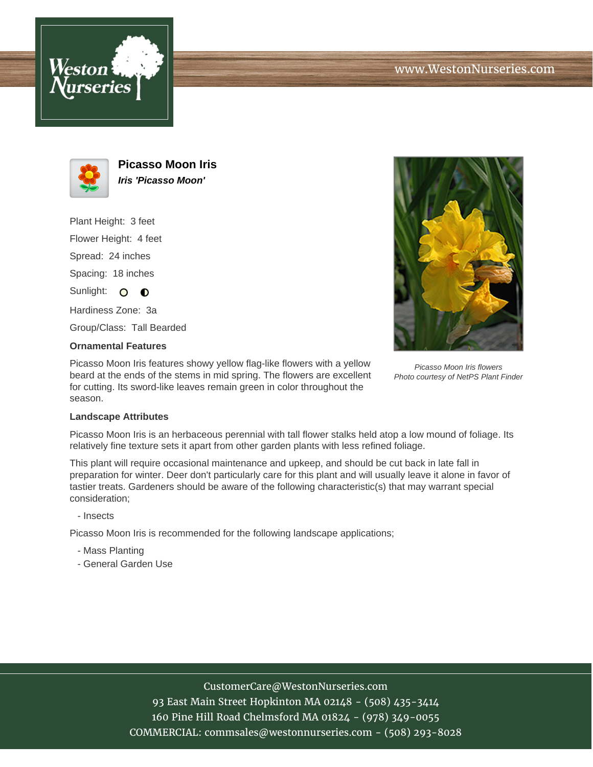# Picasso Moon Iris

***Iris 'Picasso Moon'***

Plant Height: 3 feet

Flower Height: 4 feet

Spread: 24 inches

Spacing: 18 inches

Sunlight:

Hardiness Zone: 3a

Group/Class: Tall Bearded

### Ornamental Features

Picasso Moon Iris features showy yellow flag-like flowers with a yellow beard at the ends of the stems in mid spring. The flowers are excellent for cutting. Its sword-like leaves remain green in color throughout the season.

*Picasso Moon Iris flowers*
*Photo courtesy of NetPS Plant Finder*

### Landscape Attributes

Picasso Moon Iris is an herbaceous perennial with tall flower stalks held atop a low mound of foliage. Its relatively fine texture sets it apart from other garden plants with less refined foliage.

This plant will require occasional maintenance and upkeep, and should be cut back in late fall in preparation for winter. Deer don't particularly care for this plant and will usually leave it alone in favor of tastier treats. Gardeners should be aware of the following characteristic(s) that may warrant special consideration;

- Insects

Picasso Moon Iris is recommended for the following landscape applications;

- Mass Planting
- General Garden Use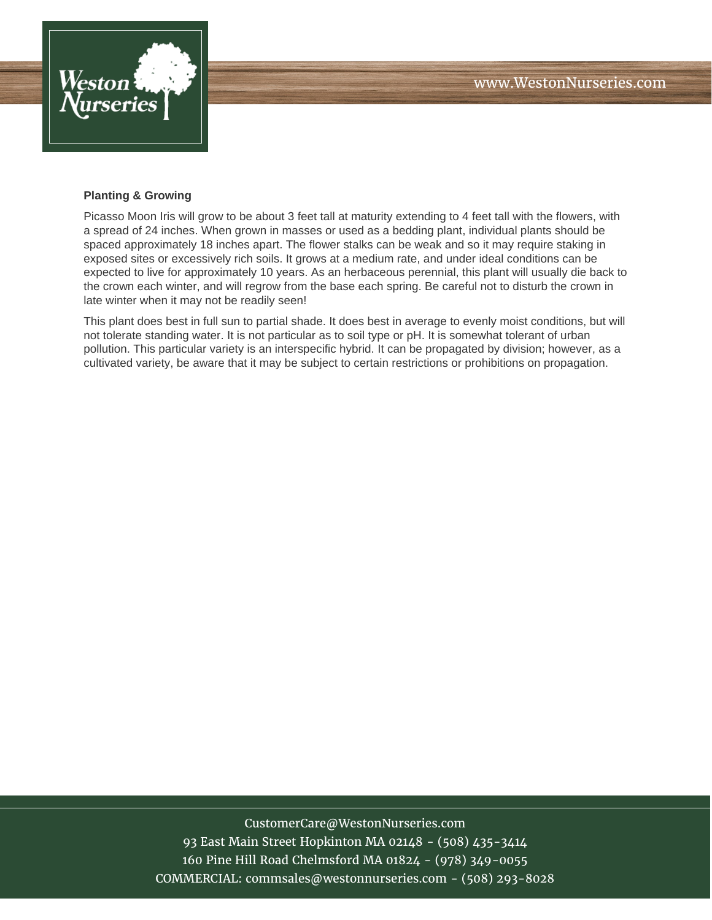**Planting & Growing**

Picasso Moon Iris will grow to be about 3 feet tall at maturity extending to 4 feet tall with the flowers, with a spread of 24 inches. When grown in masses or used as a bedding plant, individual plants should be spaced approximately 18 inches apart. The flower stalks can be weak and so it may require staking in exposed sites or excessively rich soils. It grows at a medium rate, and under ideal conditions can be expected to live for approximately 10 years. As an herbaceous perennial, this plant will usually die back to the crown each winter, and will regrow from the base each spring. Be careful not to disturb the crown in late winter when it may not be readily seen!

This plant does best in full sun to partial shade. It does best in average to evenly moist conditions, but will not tolerate standing water. It is not particular as to soil type or pH. It is somewhat tolerant of urban pollution. This particular variety is an interspecific hybrid. It can be propagated by division; however, as a cultivated variety, be aware that it may be subject to certain restrictions or prohibitions on propagation.